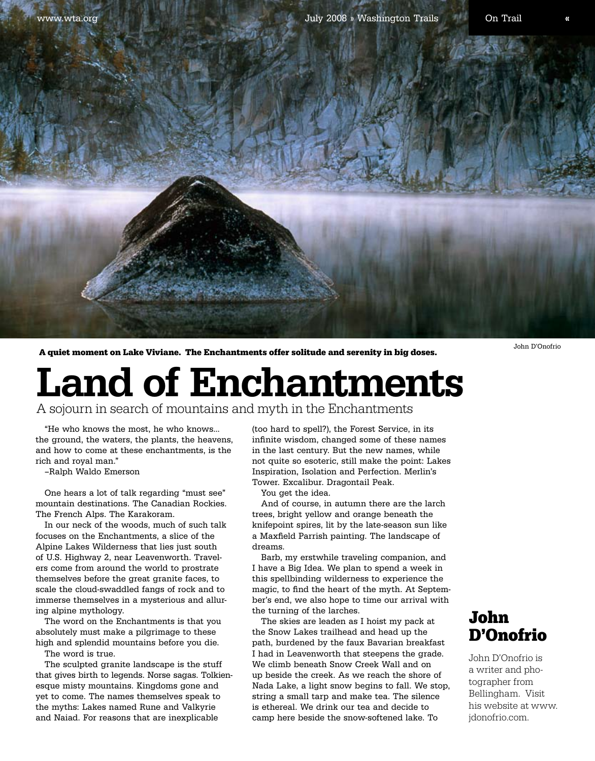**A quiet moment on Lake Viviane. The Enchantments offer solitude and serenity in big doses.**

John D'Onofrio

# Land of Enchantments

A sojourn in search of mountains and myth in the Enchantments

"He who knows the most, he who knows... the ground, the waters, the plants, the heavens, and how to come at these enchantments, is the rich and royal man."

–Ralph Waldo Emerson

One hears a lot of talk regarding "must see" mountain destinations. The Canadian Rockies. The French Alps. The Karakoram.

In our neck of the woods, much of such talk focuses on the Enchantments, a slice of the Alpine Lakes Wilderness that lies just south of U.S. Highway 2, near Leavenworth. Travelers come from around the world to prostrate themselves before the great granite faces, to scale the cloud-swaddled fangs of rock and to immerse themselves in a mysterious and alluring alpine mythology.

The word on the Enchantments is that you absolutely must make a pilgrimage to these high and splendid mountains before you die.

The word is true.

The sculpted granite landscape is the stuff that gives birth to legends. Norse sagas. Tolkienesque misty mountains. Kingdoms gone and yet to come. The names themselves speak to the myths: Lakes named Rune and Valkyrie and Naiad. For reasons that are inexplicable (too hard to spell?), the Forest Service, in its infinite wisdom, changed some of these names in the last century. But the new names, while not quite so esoteric, still make the point: Lakes Inspiration, Isolation and Perfection. Merlin's Tower. Excalibur. Dragontail Peak.

You get the idea.

And of course, in autumn there are the larch trees, bright yellow and orange beneath the knifepoint spires, lit by the late-season sun like a Maxfield Parrish painting. The landscape of dreams.

Barb, my erstwhile traveling companion, and I have a Big Idea. We plan to spend a week in this spellbinding wilderness to experience the magic, to find the heart of the myth. At September's end, we also hope to time our arrival with the turning of the larches.

The skies are leaden as I hoist my pack at the Snow Lakes trailhead and head up the path, burdened by the faux Bavarian breakfast I had in Leavenworth that steepens the grade. We climb beneath Snow Creek Wall and on up beside the creek. As we reach the shore of Nada Lake, a light snow begins to fall. We stop, string a small tarp and make tea. The silence is ethereal. We drink our tea and decide to camp here beside the snow-softened lake. To

## John D'Onofrio

John D'Onofrio is a writer and photographer from Bellingham. Visit his website at www.jdonofrio.com.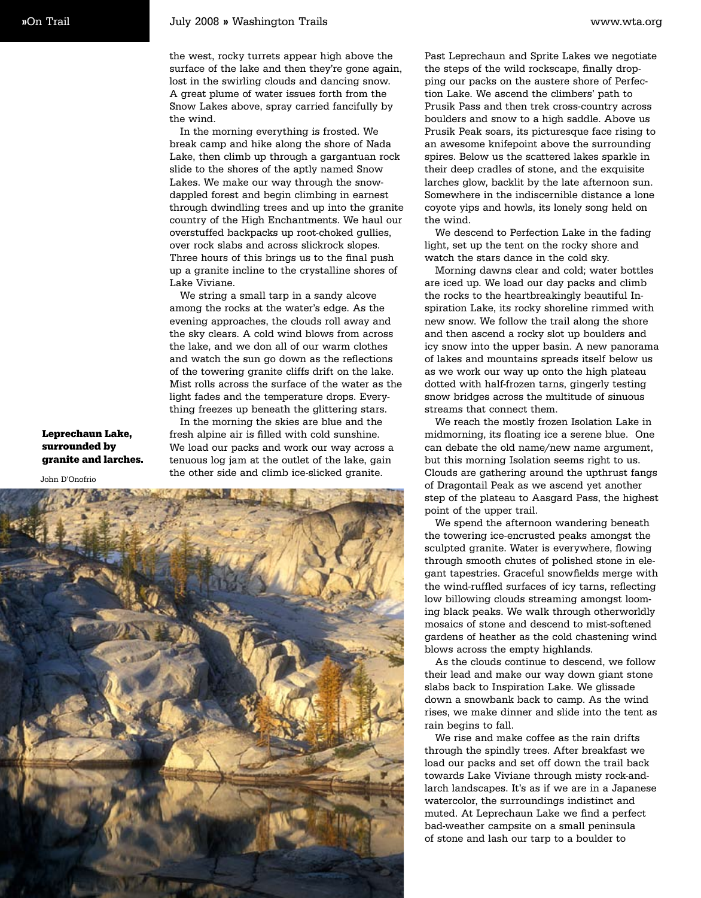the west, rocky turrets appear high above the surface of the lake and then they're gone again, lost in the swirling clouds and dancing snow. A great plume of water issues forth from the Snow Lakes above, spray carried fancifully by the wind.

In the morning everything is frosted. We break camp and hike along the shore of Nada Lake, then climb up through a gargantuan rock slide to the shores of the aptly named Snow Lakes. We make our way through the snow-dappled forest and begin climbing in earnest through dwindling trees and up into the granite country of the High Enchantments. We haul our overstuffed backpacks up root-choked gullies, over rock slabs and across slickrock slopes. Three hours of this brings us to the final push up a granite incline to the crystalline shores of Lake Viviane.

We string a small tarp in a sandy alcove among the rocks at the water's edge. As the evening approaches, the clouds roll away and the sky clears. A cold wind blows from across the lake, and we don all of our warm clothes and watch the sun go down as the reflections of the towering granite cliffs drift on the lake. Mist rolls across the surface of the water as the light fades and the temperature drops. Everything freezes up beneath the glittering stars.

In the morning the skies are blue and the fresh alpine air is filled with cold sunshine. We load our packs and work our way across a tenuous log jam at the outlet of the lake, gain the other side and climb ice-slicked granite.

**Leprechaun Lake, surrounded by granite and larches.**

John D'Onofrio

Past Leprechaun and Sprite Lakes we negotiate the steps of the wild rockscape, finally dropping our packs on the austere shore of Perfection Lake. We ascend the climbers' path to Prusik Pass and then trek cross-country across boulders and snow to a high saddle. Above us Prusik Peak soars, its picturesque face rising to an awesome knifepoint above the surrounding spires. Below us the scattered lakes sparkle in their deep cradles of stone, and the exquisite larches glow, backlit by the late afternoon sun. Somewhere in the indiscernible distance a lone coyote yips and howls, its lonely song held on the wind.

We descend to Perfection Lake in the fading light, set up the tent on the rocky shore and watch the stars dance in the cold sky.

Morning dawns clear and cold; water bottles are iced up. We load our day packs and climb the rocks to the heartbreakingly beautiful Inspiration Lake, its rocky shoreline rimmed with new snow. We follow the trail along the shore and then ascend a rocky slot up boulders and icy snow into the upper basin. A new panorama of lakes and mountains spreads itself below us as we work our way up onto the high plateau dotted with half-frozen tarns, gingerly testing snow bridges across the multitude of sinuous streams that connect them.

We reach the mostly frozen Isolation Lake in midmorning, its floating ice a serene blue. One can debate the old name/new name argument, but this morning Isolation seems right to us. Clouds are gathering around the upthrust fangs of Dragontail Peak as we ascend yet another step of the plateau to Aasgard Pass, the highest point of the upper trail.

We spend the afternoon wandering beneath the towering ice-encrusted peaks amongst the sculpted granite. Water is everywhere, flowing through smooth chutes of polished stone in elegant tapestries. Graceful snowfields merge with the wind-ruffled surfaces of icy tarns, reflecting low billowing clouds streaming amongst looming black peaks. We walk through otherworldly mosaics of stone and descend to mist-softened gardens of heather as the cold chastening wind blows across the empty highlands.

As the clouds continue to descend, we follow their lead and make our way down giant stone slabs back to Inspiration Lake. We glissade down a snowbank back to camp. As the wind rises, we make dinner and slide into the tent as rain begins to fall.

We rise and make coffee as the rain drifts through the spindly trees. After breakfast we load our packs and set off down the trail back towards Lake Viviane through misty rock-and-larch landscapes. It's as if we are in a Japanese watercolor, the surroundings indistinct and muted. At Leprechaun Lake we find a perfect bad-weather campsite on a small peninsula of stone and lash our tarp to a boulder to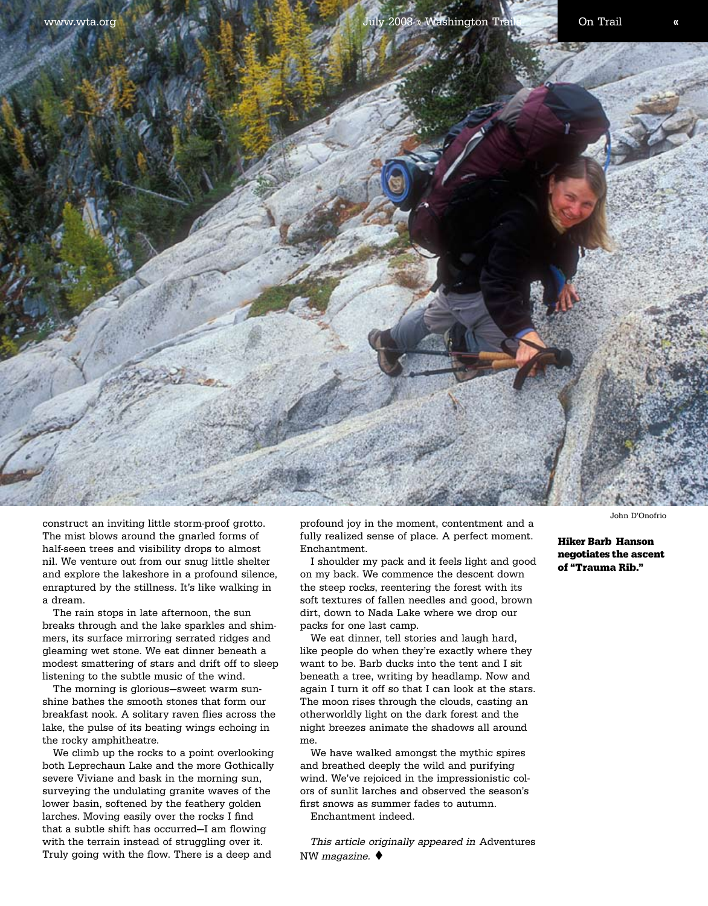construct an inviting little storm-proof grotto. The mist blows around the gnarled forms of half-seen trees and visibility drops to almost nil. We venture out from our snug little shelter and explore the lakeshore in a profound silence, enraptured by the stillness. It's like walking in a dream.

The rain stops in late afternoon, the sun breaks through and the lake sparkles and shimmers, its surface mirroring serrated ridges and gleaming wet stone. We eat dinner beneath a modest smattering of stars and drift off to sleep listening to the subtle music of the wind.

The morning is glorious—sweet warm sunshine bathes the smooth stones that form our breakfast nook. A solitary raven flies across the lake, the pulse of its beating wings echoing in the rocky amphitheatre.

We climb up the rocks to a point overlooking both Leprechaun Lake and the more Gothically severe Viviane and bask in the morning sun, surveying the undulating granite waves of the lower basin, softened by the feathery golden larches. Moving easily over the rocks I find that a subtle shift has occurred—I am flowing with the terrain instead of struggling over it. Truly going with the flow. There is a deep and profound joy in the moment, contentment and a fully realized sense of place. A perfect moment. Enchantment.

I shoulder my pack and it feels light and good on my back. We commence the descent down the steep rocks, reentering the forest with its soft textures of fallen needles and good, brown dirt, down to Nada Lake where we drop our packs for one last camp.

We eat dinner, tell stories and laugh hard, like people do when they're exactly where they want to be. Barb ducks into the tent and I sit beneath a tree, writing by headlamp. Now and again I turn it off so that I can look at the stars. The moon rises through the clouds, casting an otherworldly light on the dark forest and the night breezes animate the shadows all around me.

We have walked amongst the mythic spires and breathed deeply the wild and purifying wind. We've rejoiced in the impressionistic colors of sunlit larches and observed the season's first snows as summer fades to autumn.

Enchantment indeed.

*This article originally appeared in* Adventures NW *magazine.* ♦

John D'Onofrio

**Hiker Barb Hanson negotiates the ascent of "Trauma Rib."**